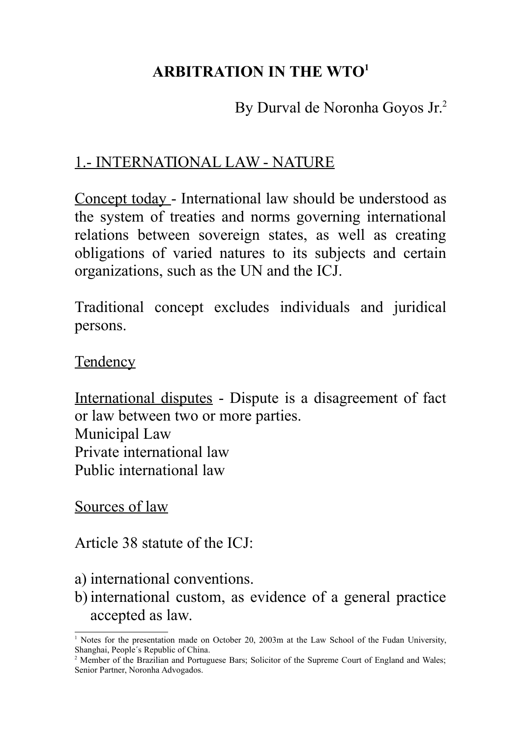# ARBITRATION IN THE WTO[1]

By Durval de Noronha Goyos Jr.[2]

## 1.- INTERNATIONAL LAW - NATURE

Concept today - International law should be understood as the system of treaties and norms governing international relations between sovereign states, as well as creating obligations of varied natures to its subjects and certain organizations, such as the UN and the ICJ.

Traditional concept excludes individuals and juridical persons.

Tendency

International disputes - Dispute is a disagreement of fact or law between two or more parties.
Municipal Law
Private international law
Public international law

Sources of law

Article 38 statute of the ICJ:

a) international conventions.
b) international custom, as evidence of a general practice accepted as law.

---

[1] Notes for the presentation made on October 20, 2003m at the Law School of the Fudan University, Shanghai, People´s Republic of China.

[2] Member of the Brazilian and Portuguese Bars; Solicitor of the Supreme Court of England and Wales; Senior Partner, Noronha Advogados.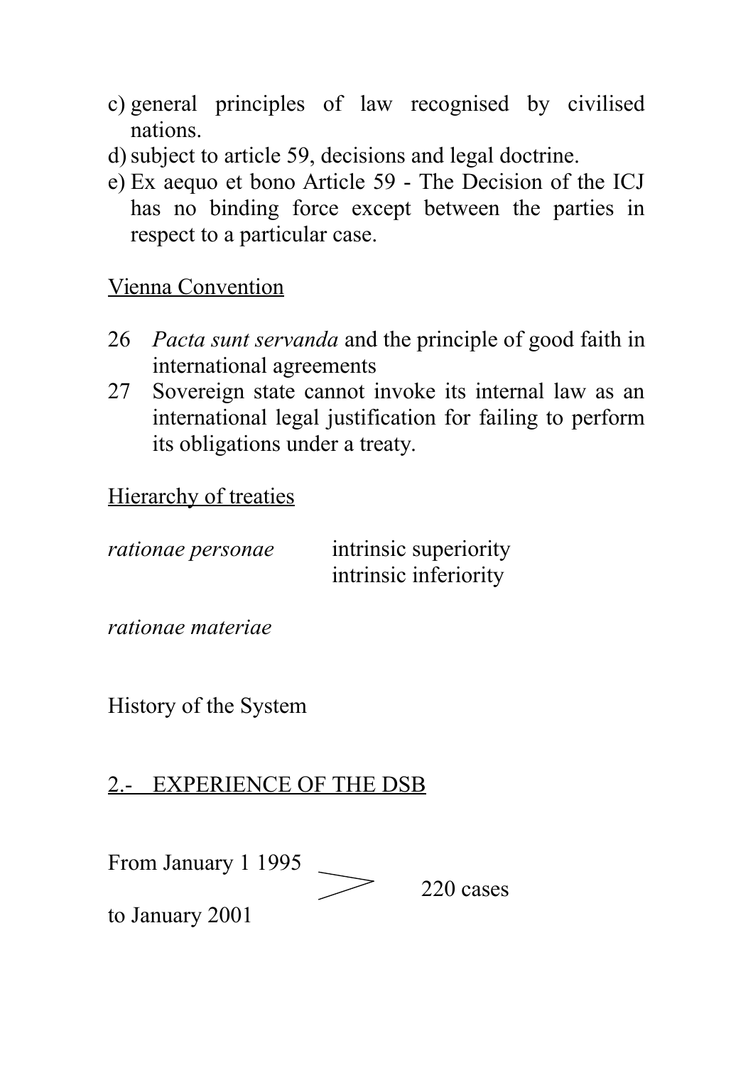c) general principles of law recognised by civilised nations.
d) subject to article 59, decisions and legal doctrine.
e) Ex aequo et bono Article 59 - The Decision of the ICJ has no binding force except between the parties in respect to a particular case.

<u>Vienna Convention</u>

26 *Pacta sunt servanda* and the principle of good faith in international agreements
27 Sovereign state cannot invoke its internal law as an international legal justification for failing to perform its obligations under a treaty.

<u>Hierarchy of treaties</u>

*rationae personae* — intrinsic superiority
intrinsic inferiority

*rationae materiae*

History of the System

## <u>2.- EXPERIENCE OF THE DSB</u>

From January 1 1995 to January 2001 > 220 cases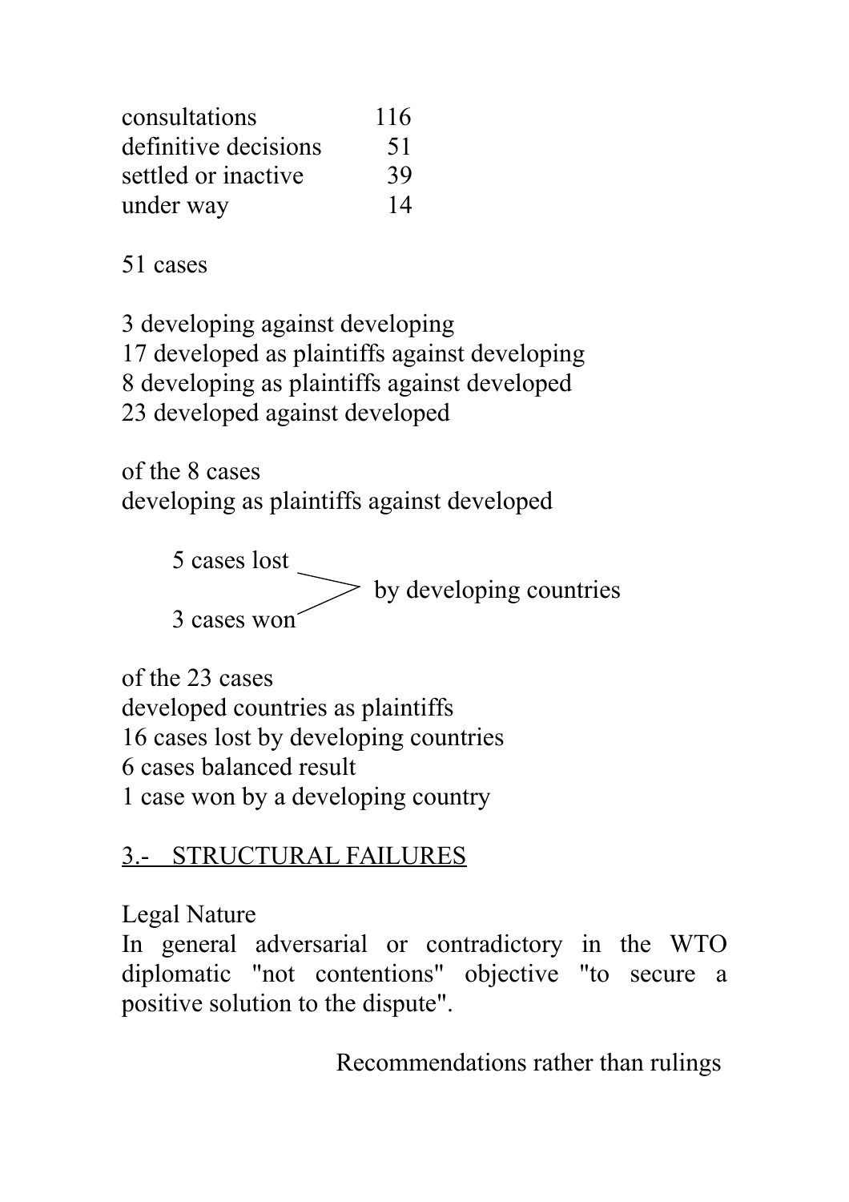| | |
|---|---|
| consultations | 116 |
| definitive decisions | 51 |
| settled or inactive | 39 |
| under way | 14 |

51 cases

3 developing against developing
17 developed as plaintiffs against developing
8 developing as plaintiffs against developed
23 developed against developed

of the 8 cases
developing as plaintiffs against developed

5 cases lost
3 cases won
by developing countries

of the 23 cases
developed countries as plaintiffs
16 cases lost by developing countries
6 cases balanced result
1 case won by a developing country

## 3.- STRUCTURAL FAILURES

Legal Nature
In general adversarial or contradictory in the WTO diplomatic "not contentions" objective "to secure a positive solution to the dispute".

Recommendations rather than rulings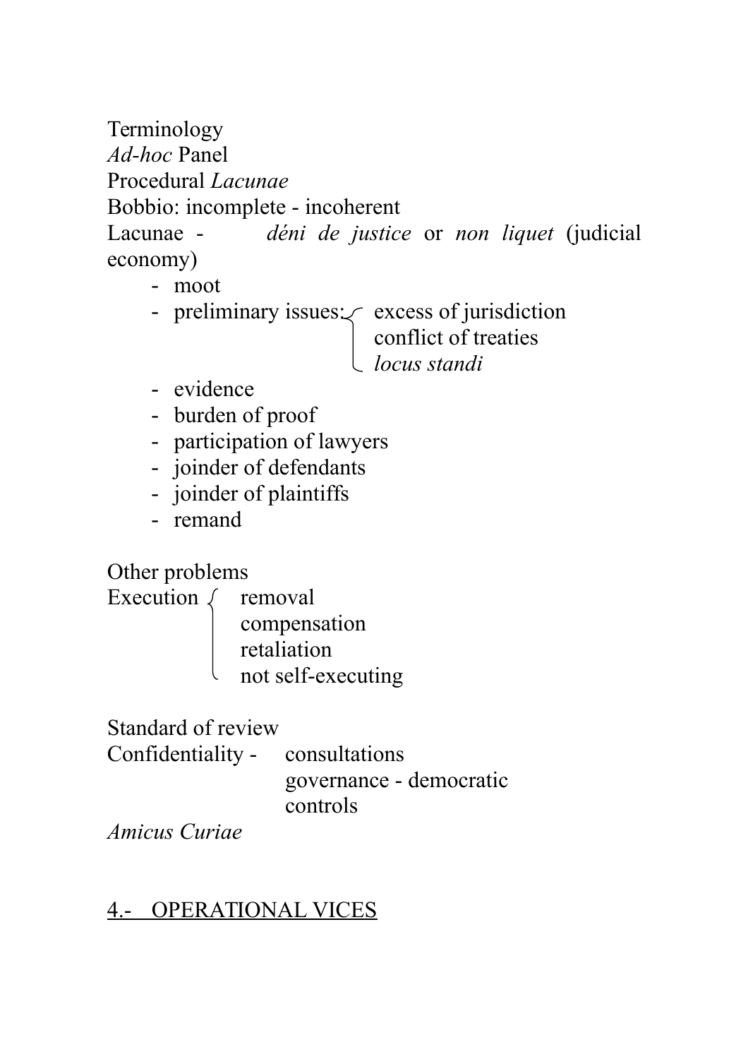Terminology

*Ad-hoc* Panel

Procedural *Lacunae*

Bobbio: incomplete - incoherent

Lacunae - *déni de justice* or *non liquet* (judicial economy)

- moot
- preliminary issues:
  - excess of jurisdiction
  - conflict of treaties
  - *locus standi*
- evidence
- burden of proof
- participation of lawyers
- joinder of defendants
- joinder of plaintiffs
- remand

Other problems

Execution
- removal
- compensation
- retaliation
- not self-executing

Standard of review

Confidentiality - consultations
governance - democratic
controls

*Amicus Curiae*

## <u>4.- OPERATIONAL VICES</u>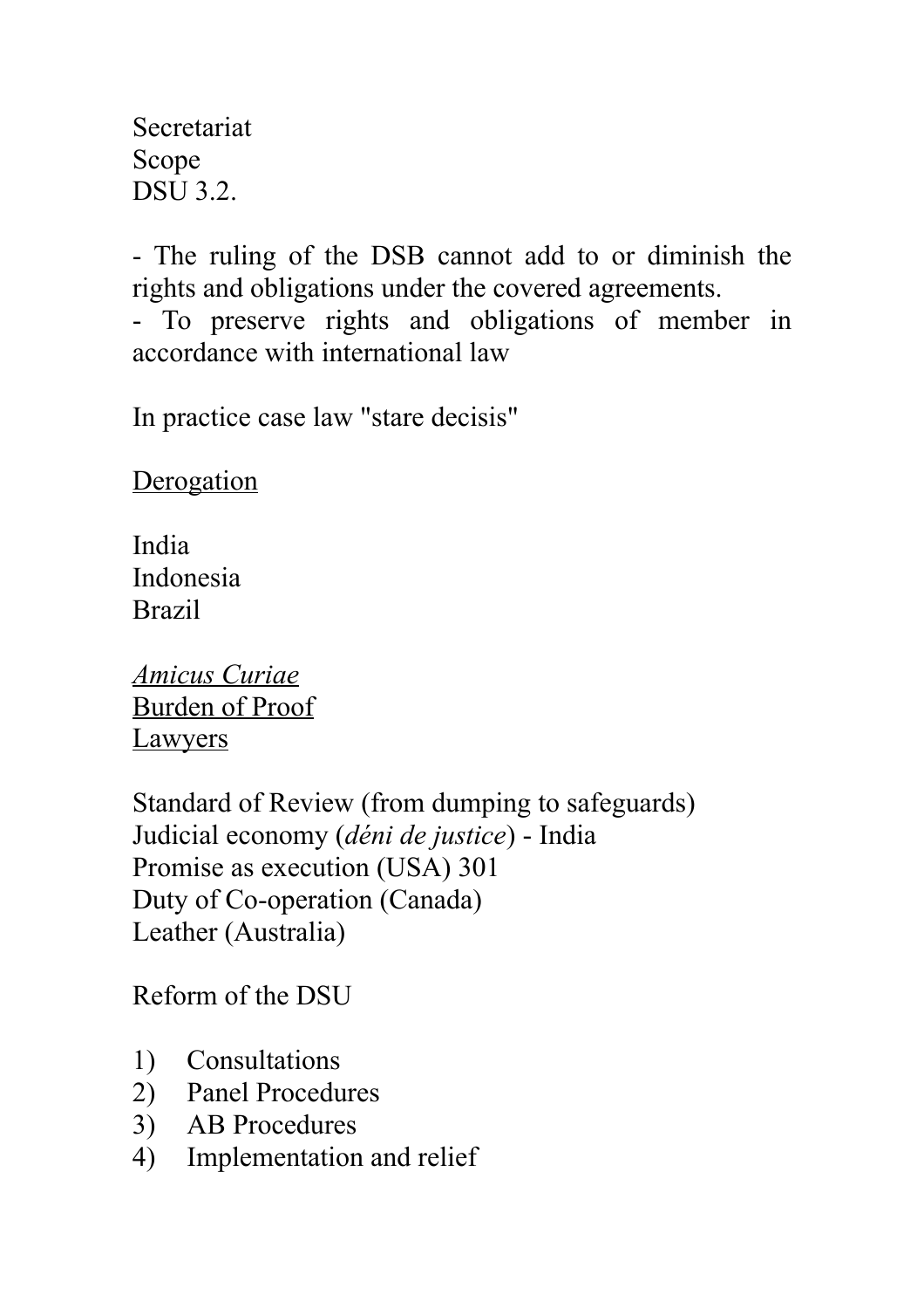Secretariat
Scope
DSU 3.2.

- The ruling of the DSB cannot add to or diminish the rights and obligations under the covered agreements.
- To preserve rights and obligations of member in accordance with international law

In practice case law "stare decisis"

<u>Derogation</u>

India
Indonesia
Brazil

<u>*Amicus Curiae*</u>
<u>Burden of Proof</u>
<u>Lawyers</u>

Standard of Review (from dumping to safeguards)
Judicial economy (*déni de justice*) - India
Promise as execution (USA) 301
Duty of Co-operation (Canada)
Leather (Australia)

Reform of the DSU

1) Consultations
2) Panel Procedures
3) AB Procedures
4) Implementation and relief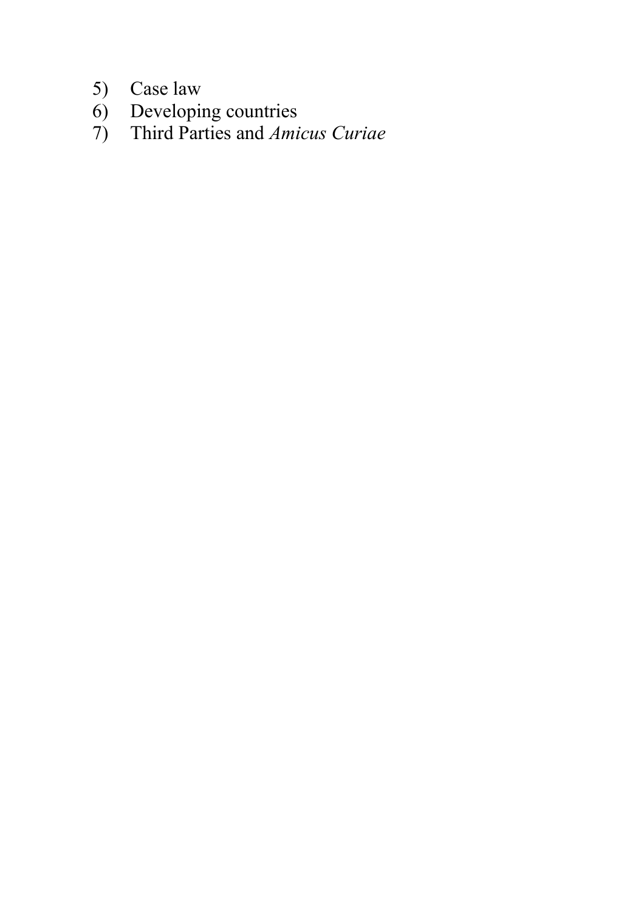5) Case law
6) Developing countries
7) Third Parties and *Amicus Curiae*